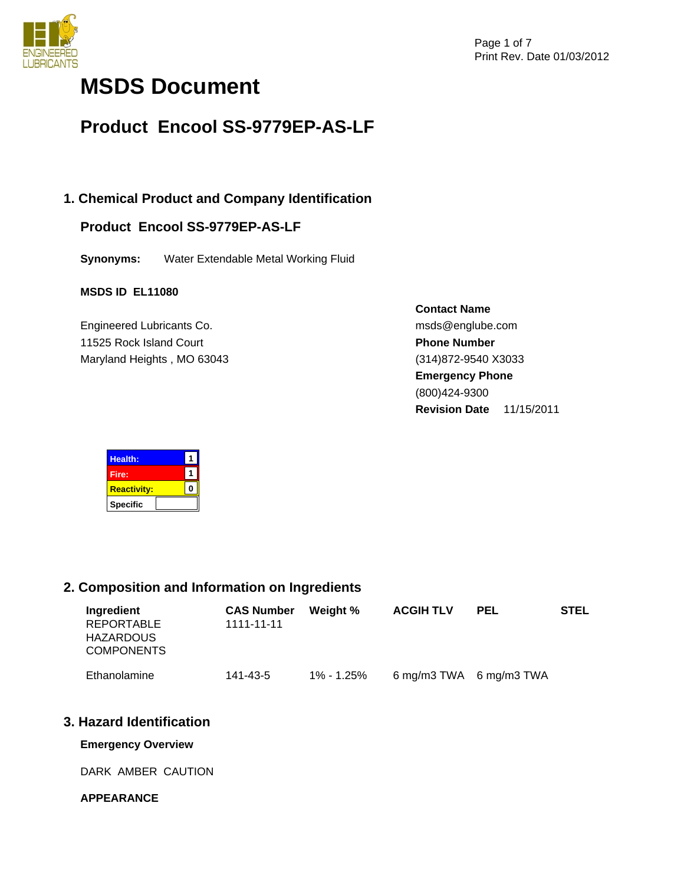# MSDS Document

## Product Encool SS-9779EP-AS-LF

### 1. Chemical Product and Company Identification

**Product Encool SS-9779EP-AS-LF**

**Synonyms:** Water Extendable Metal Working Fluid

**MSDS ID EL11080**

Engineered Lubricants Co.
11525 Rock Island Court
Maryland Heights , MO 63043

**Contact Name**
msds@englube.com
**Phone Number**
(314)872-9540 X3033
**Emergency Phone**
(800)424-9300
**Revision Date** 11/15/2011

| | |
|---|---|
| Health: | 1 |
| Fire: | 1 |
| Reactivity: | 0 |
| Specific | |

### 2. Composition and Information on Ingredients

| Ingredient | CAS Number | Weight % | ACGIH TLV | PEL | STEL |
|---|---|---|---|---|---|
| REPORTABLE HAZARDOUS COMPONENTS | 1111-11-11 | | | | |
| Ethanolamine | 141-43-5 | 1% - 1.25% | 6 mg/m3 TWA | 6 mg/m3 TWA | |

### 3. Hazard Identification

**Emergency Overview**

DARK AMBER CAUTION

**APPEARANCE**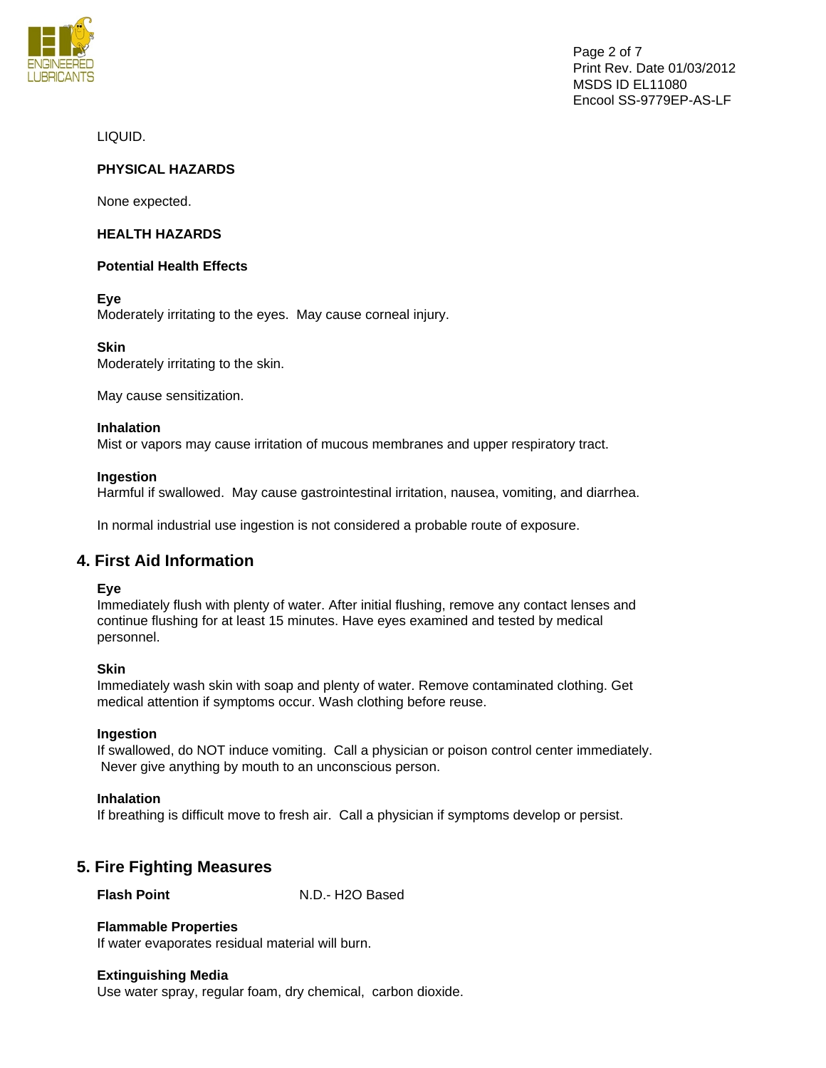LIQUID.

**PHYSICAL HAZARDS**

None expected.

**HEALTH HAZARDS**

**Potential Health Effects**

**Eye**
Moderately irritating to the eyes. May cause corneal injury.

**Skin**
Moderately irritating to the skin.

May cause sensitization.

**Inhalation**
Mist or vapors may cause irritation of mucous membranes and upper respiratory tract.

**Ingestion**
Harmful if swallowed. May cause gastrointestinal irritation, nausea, vomiting, and diarrhea.

In normal industrial use ingestion is not considered a probable route of exposure.

## 4. First Aid Information

**Eye**
Immediately flush with plenty of water. After initial flushing, remove any contact lenses and continue flushing for at least 15 minutes. Have eyes examined and tested by medical personnel.

**Skin**
Immediately wash skin with soap and plenty of water. Remove contaminated clothing. Get medical attention if symptoms occur. Wash clothing before reuse.

**Ingestion**
If swallowed, do NOT induce vomiting. Call a physician or poison control center immediately. Never give anything by mouth to an unconscious person.

**Inhalation**
If breathing is difficult move to fresh air. Call a physician if symptoms develop or persist.

## 5. Fire Fighting Measures

**Flash Point** N.D.- H2O Based

**Flammable Properties**
If water evaporates residual material will burn.

**Extinguishing Media**
Use water spray, regular foam, dry chemical, carbon dioxide.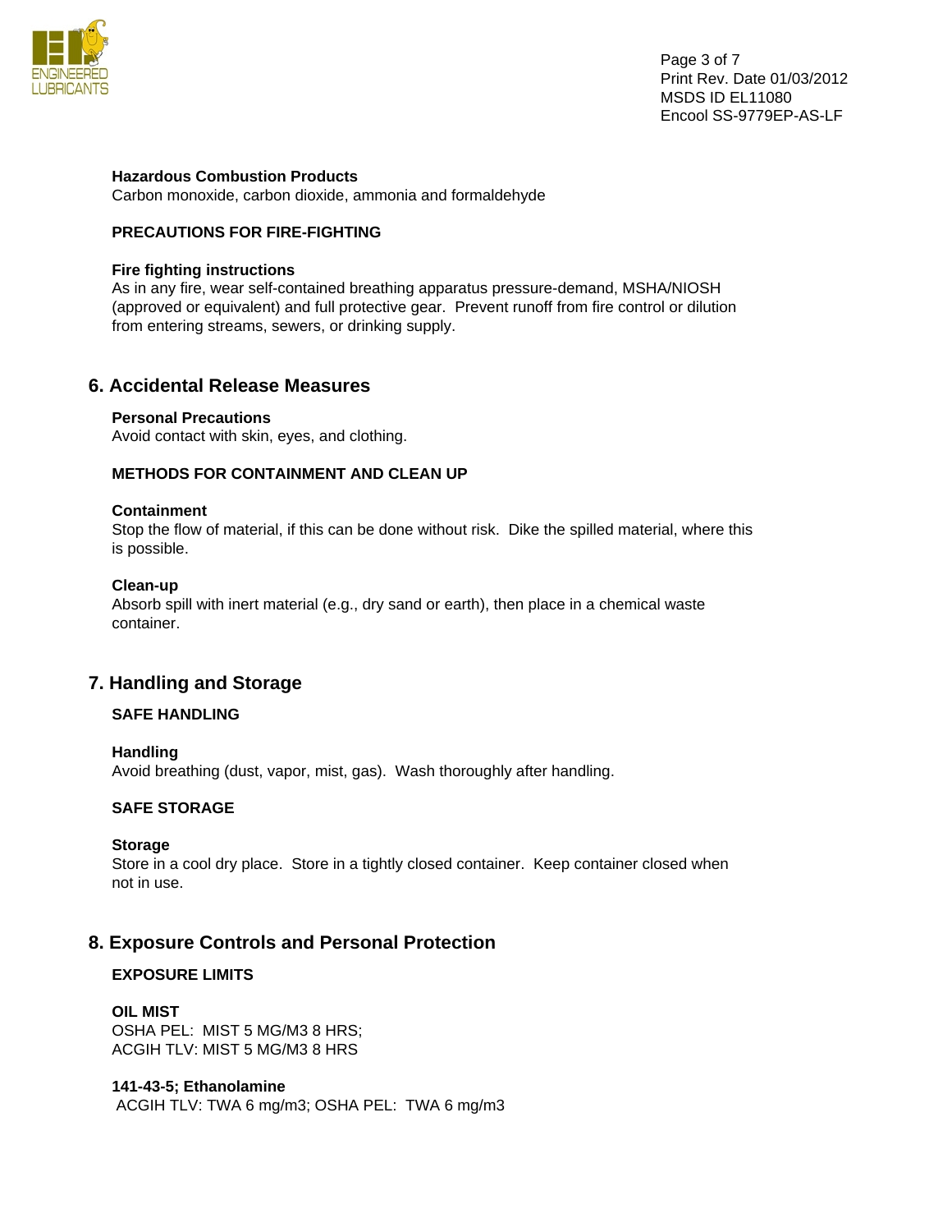**Hazardous Combustion Products**
Carbon monoxide, carbon dioxide, ammonia and formaldehyde

**PRECAUTIONS FOR FIRE-FIGHTING**

**Fire fighting instructions**
As in any fire, wear self-contained breathing apparatus pressure-demand, MSHA/NIOSH (approved or equivalent) and full protective gear. Prevent runoff from fire control or dilution from entering streams, sewers, or drinking supply.

## 6. Accidental Release Measures

**Personal Precautions**
Avoid contact with skin, eyes, and clothing.

**METHODS FOR CONTAINMENT AND CLEAN UP**

**Containment**
Stop the flow of material, if this can be done without risk. Dike the spilled material, where this is possible.

**Clean-up**
Absorb spill with inert material (e.g., dry sand or earth), then place in a chemical waste container.

## 7. Handling and Storage

**SAFE HANDLING**

**Handling**
Avoid breathing (dust, vapor, mist, gas). Wash thoroughly after handling.

**SAFE STORAGE**

**Storage**
Store in a cool dry place. Store in a tightly closed container. Keep container closed when not in use.

## 8. Exposure Controls and Personal Protection

**EXPOSURE LIMITS**

**OIL MIST**
OSHA PEL: MIST 5 MG/M3 8 HRS;
ACGIH TLV: MIST 5 MG/M3 8 HRS

**141-43-5; Ethanolamine**
ACGIH TLV: TWA 6 mg/m3; OSHA PEL: TWA 6 mg/m3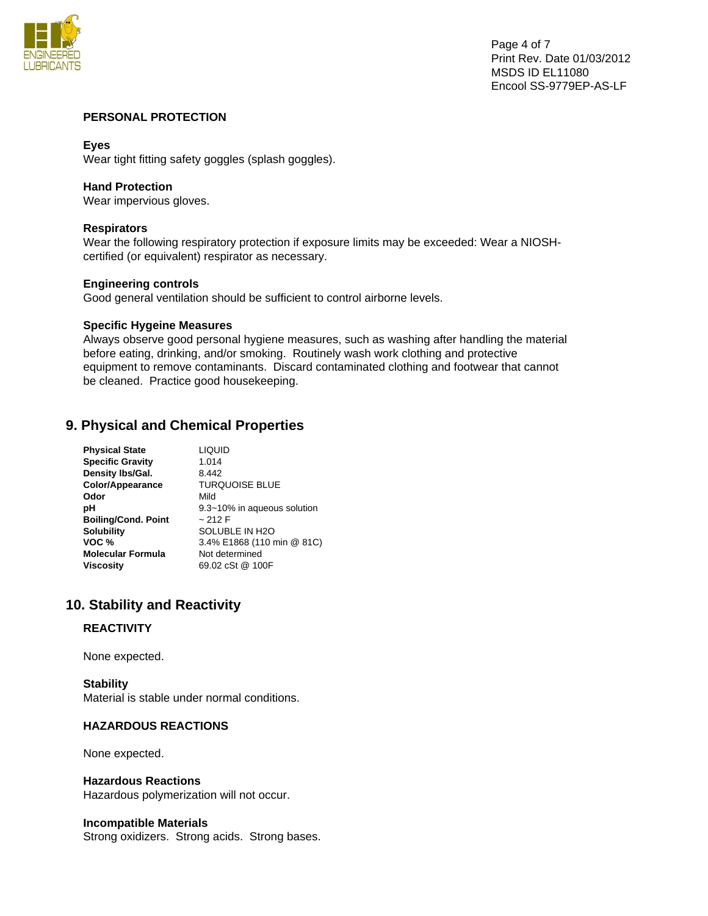### PERSONAL PROTECTION

**Eyes**
Wear tight fitting safety goggles (splash goggles).

**Hand Protection**
Wear impervious gloves.

**Respirators**
Wear the following respiratory protection if exposure limits may be exceeded: Wear a NIOSH-certified (or equivalent) respirator as necessary.

**Engineering controls**
Good general ventilation should be sufficient to control airborne levels.

**Specific Hygeine Measures**
Always observe good personal hygiene measures, such as washing after handling the material before eating, drinking, and/or smoking. Routinely wash work clothing and protective equipment to remove contaminants. Discard contaminated clothing and footwear that cannot be cleaned. Practice good housekeeping.

## 9. Physical and Chemical Properties

| | |
|---|---|
| **Physical State** | LIQUID |
| **Specific Gravity** | 1.014 |
| **Density lbs/Gal.** | 8.442 |
| **Color/Appearance** | TURQUOISE BLUE |
| **Odor** | Mild |
| **pH** | 9.3~10% in aqueous solution |
| **Boiling/Cond. Point** | ~ 212 F |
| **Solubility** | SOLUBLE IN H2O |
| **VOC %** | 3.4% E1868 (110 min @ 81C) |
| **Molecular Formula** | Not determined |
| **Viscosity** | 69.02 cSt @ 100F |

## 10. Stability and Reactivity

### REACTIVITY

None expected.

**Stability**
Material is stable under normal conditions.

### HAZARDOUS REACTIONS

None expected.

**Hazardous Reactions**
Hazardous polymerization will not occur.

**Incompatible Materials**
Strong oxidizers. Strong acids. Strong bases.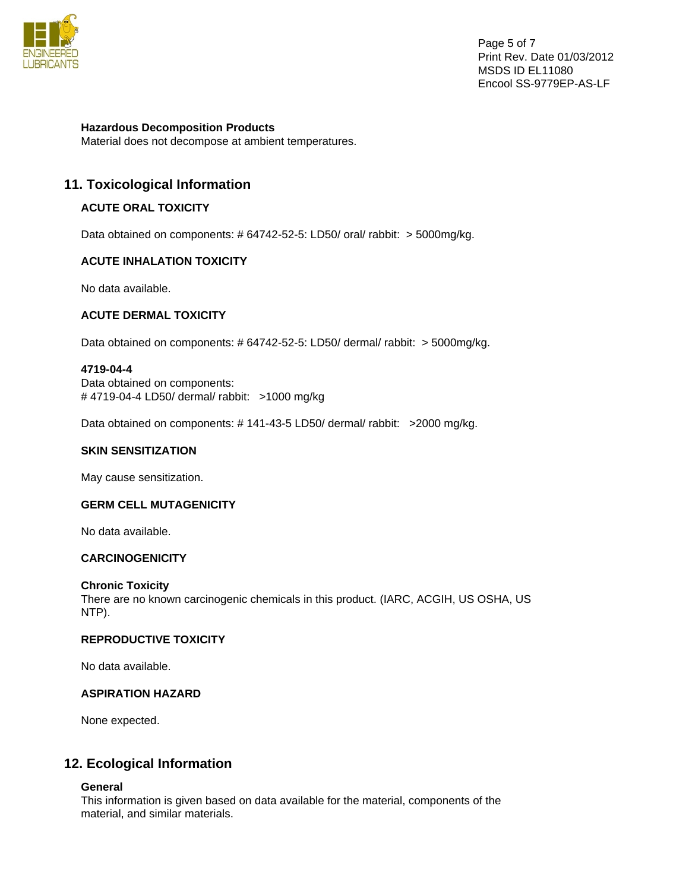### Hazardous Decomposition Products

Material does not decompose at ambient temperatures.

## 11. Toxicological Information

### ACUTE ORAL TOXICITY

Data obtained on components: # 64742-52-5: LD50/ oral/ rabbit: > 5000mg/kg.

### ACUTE INHALATION TOXICITY

No data available.

### ACUTE DERMAL TOXICITY

Data obtained on components: # 64742-52-5: LD50/ dermal/ rabbit: > 5000mg/kg.

**4719-04-4**
Data obtained on components:
# 4719-04-4 LD50/ dermal/ rabbit: >1000 mg/kg

Data obtained on components: # 141-43-5 LD50/ dermal/ rabbit: >2000 mg/kg.

### SKIN SENSITIZATION

May cause sensitization.

### GERM CELL MUTAGENICITY

No data available.

### CARCINOGENICITY

**Chronic Toxicity**
There are no known carcinogenic chemicals in this product. (IARC, ACGIH, US OSHA, US NTP).

### REPRODUCTIVE TOXICITY

No data available.

### ASPIRATION HAZARD

None expected.

## 12. Ecological Information

**General**
This information is given based on data available for the material, components of the material, and similar materials.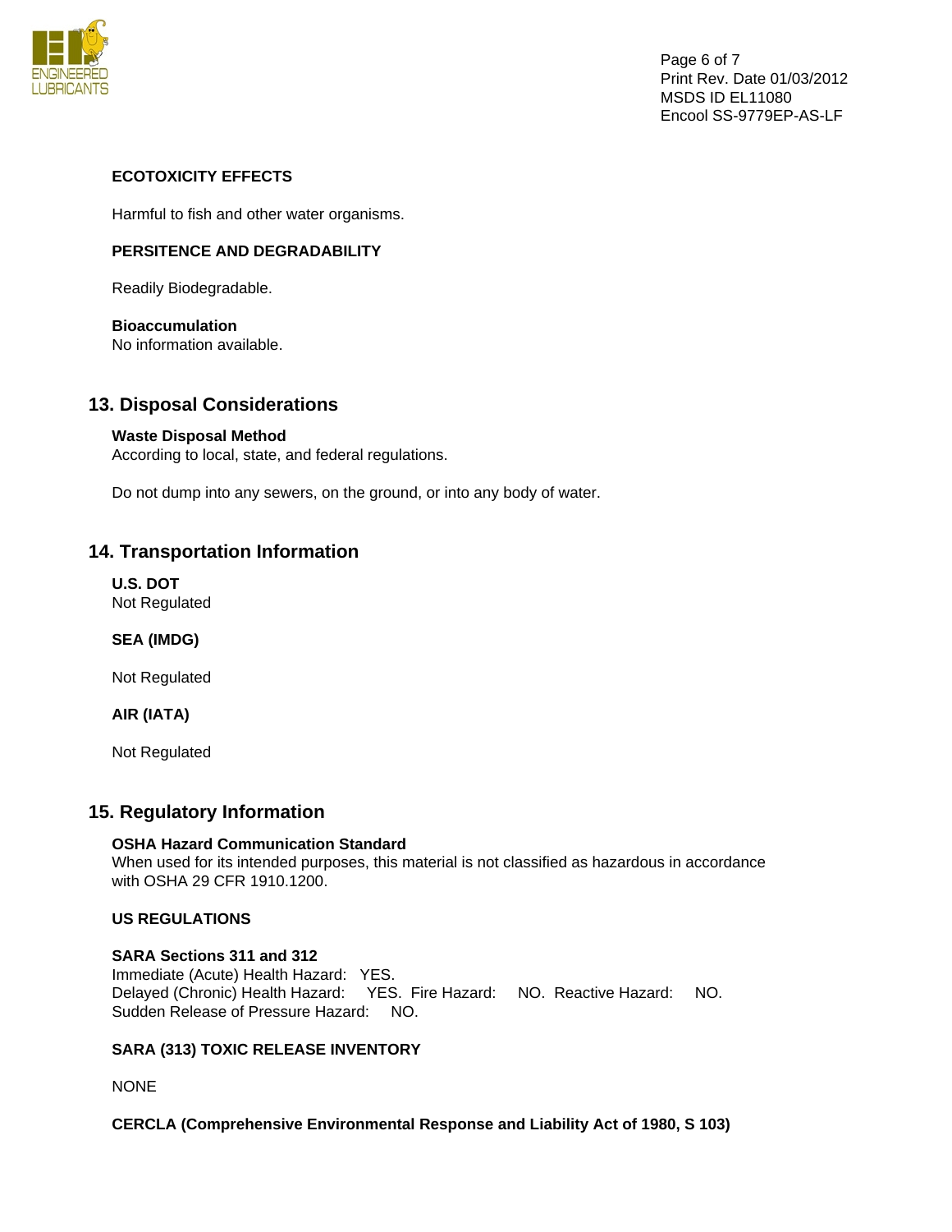### ECOTOXICITY EFFECTS

Harmful to fish and other water organisms.

### PERSITENCE AND DEGRADABILITY

Readily Biodegradable.

**Bioaccumulation**
No information available.

## 13. Disposal Considerations

**Waste Disposal Method**
According to local, state, and federal regulations.

Do not dump into any sewers, on the ground, or into any body of water.

## 14. Transportation Information

**U.S. DOT**
Not Regulated

**SEA (IMDG)**

Not Regulated

**AIR (IATA)**

Not Regulated

## 15. Regulatory Information

**OSHA Hazard Communication Standard**
When used for its intended purposes, this material is not classified as hazardous in accordance with OSHA 29 CFR 1910.1200.

**US REGULATIONS**

**SARA Sections 311 and 312**
Immediate (Acute) Health Hazard: YES.
Delayed (Chronic) Health Hazard: YES. Fire Hazard: NO. Reactive Hazard: NO.
Sudden Release of Pressure Hazard: NO.

**SARA (313) TOXIC RELEASE INVENTORY**

NONE

**CERCLA (Comprehensive Environmental Response and Liability Act of 1980, S 103)**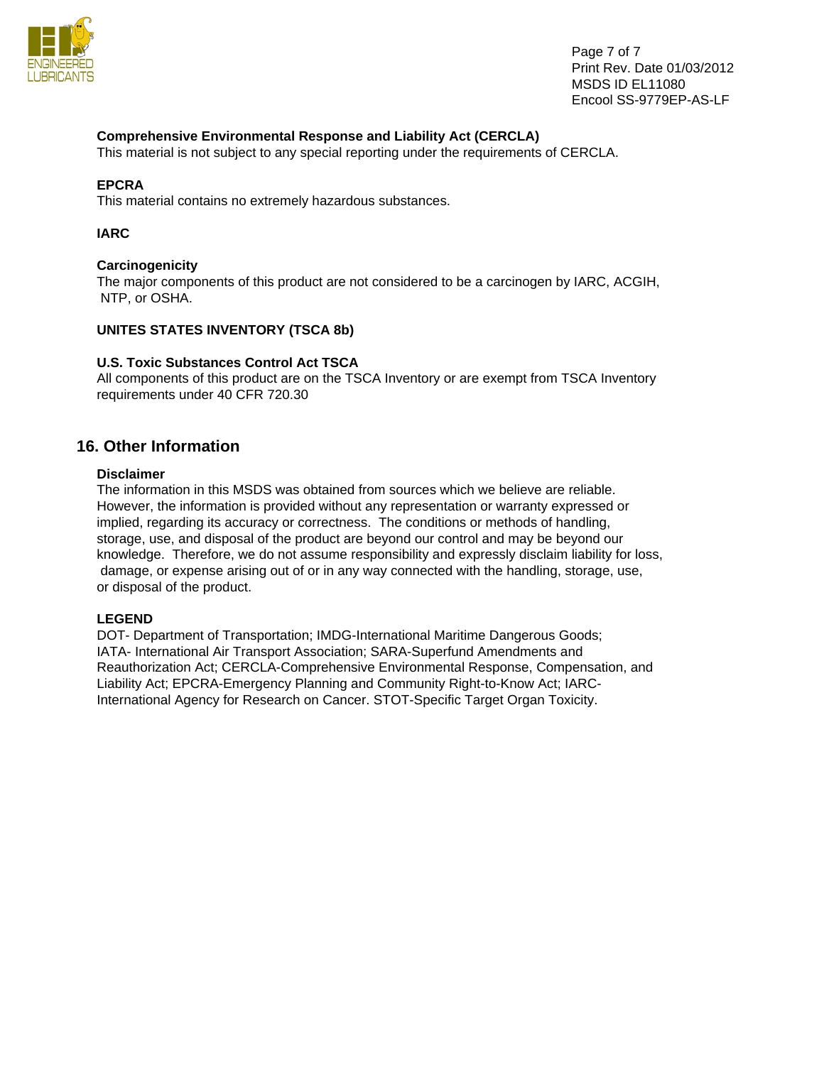**Comprehensive Environmental Response and Liability Act (CERCLA)**

This material is not subject to any special reporting under the requirements of CERCLA.

**EPCRA**

This material contains no extremely hazardous substances.

**IARC**

**Carcinogenicity**

The major components of this product are not considered to be a carcinogen by IARC, ACGIH, NTP, or OSHA.

**UNITES STATES INVENTORY (TSCA 8b)**

**U.S. Toxic Substances Control Act TSCA**

All components of this product are on the TSCA Inventory or are exempt from TSCA Inventory requirements under 40 CFR 720.30

## 16. Other Information

**Disclaimer**

The information in this MSDS was obtained from sources which we believe are reliable. However, the information is provided without any representation or warranty expressed or implied, regarding its accuracy or correctness. The conditions or methods of handling, storage, use, and disposal of the product are beyond our control and may be beyond our knowledge. Therefore, we do not assume responsibility and expressly disclaim liability for loss, damage, or expense arising out of or in any way connected with the handling, storage, use, or disposal of the product.

**LEGEND**

DOT- Department of Transportation; IMDG-International Maritime Dangerous Goods; IATA- International Air Transport Association; SARA-Superfund Amendments and Reauthorization Act; CERCLA-Comprehensive Environmental Response, Compensation, and Liability Act; EPCRA-Emergency Planning and Community Right-to-Know Act; IARC-International Agency for Research on Cancer. STOT-Specific Target Organ Toxicity.